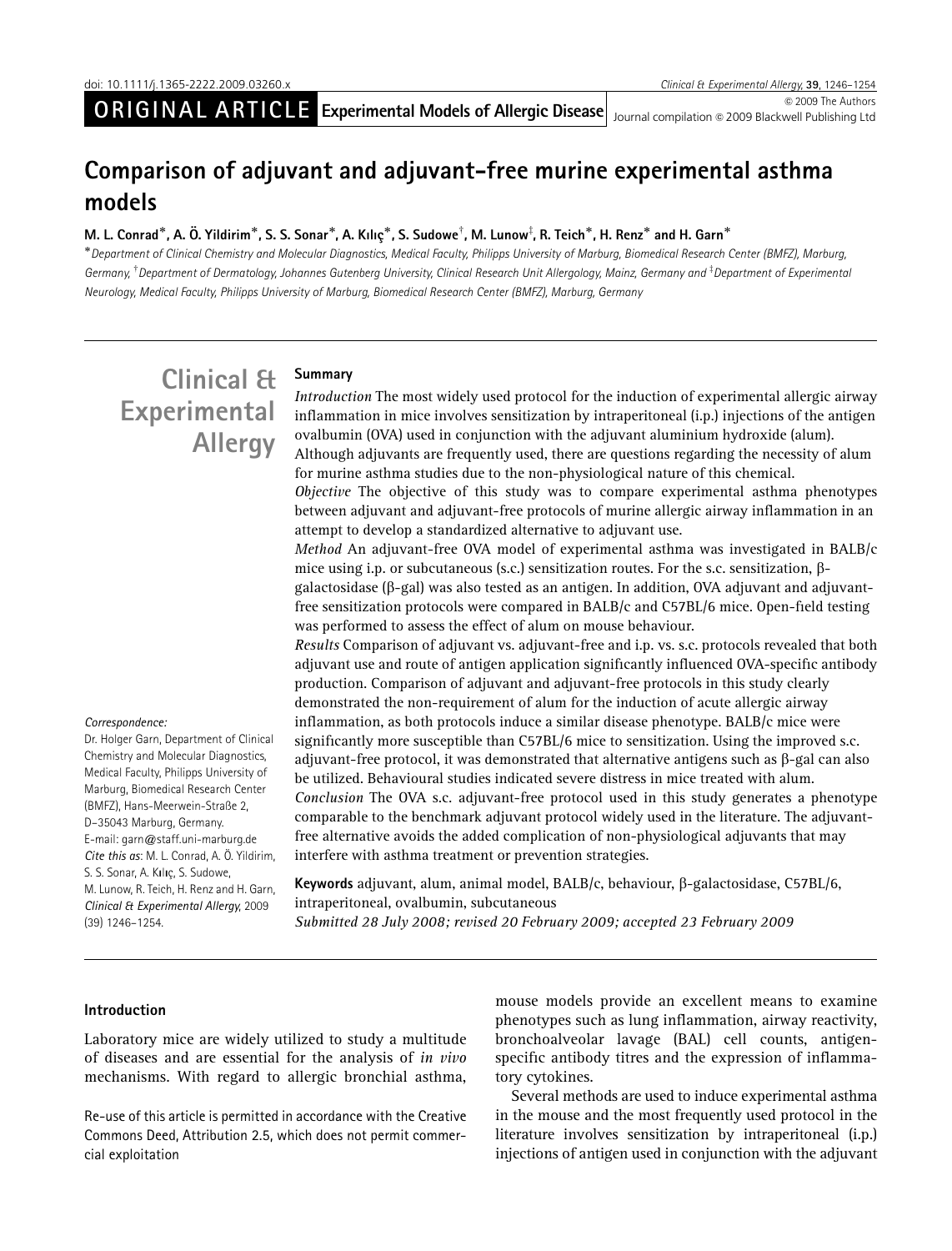doi: 10.1111/j.1365-2222.2009.03260.x

ORIGINAL ARTICLE Experimental Models of Allergic Disease

© 2009 The Authors
Journal compilation © 2009 Blackwell Publishing Ltd

# Comparison of adjuvant and adjuvant-free murine experimental asthma models

M. L. Conrad*, A. Ö. Yildirim*, S. S. Sonar*, A. Kılıç*, S. Sudowe†, M. Lunow‡, R. Teich*, H. Renz* and H. Garn*

*Department of Clinical Chemistry and Molecular Diagnostics, Medical Faculty, Philipps University of Marburg, Biomedical Research Center (BMFZ), Marburg, Germany, †Department of Dermatology, Johannes Gutenberg University, Clinical Research Unit Allergology, Mainz, Germany and ‡Department of Experimental Neurology, Medical Faculty, Philipps University of Marburg, Biomedical Research Center (BMFZ), Marburg, Germany

Clinical & Experimental Allergy

## Summary

*Introduction* The most widely used protocol for the induction of experimental allergic airway inflammation in mice involves sensitization by intraperitoneal (i.p.) injections of the antigen ovalbumin (OVA) used in conjunction with the adjuvant aluminium hydroxide (alum). Although adjuvants are frequently used, there are questions regarding the necessity of alum for murine asthma studies due to the non-physiological nature of this chemical.

*Objective* The objective of this study was to compare experimental asthma phenotypes between adjuvant and adjuvant-free protocols of murine allergic airway inflammation in an attempt to develop a standardized alternative to adjuvant use.

*Method* An adjuvant-free OVA model of experimental asthma was investigated in BALB/c mice using i.p. or subcutaneous (s.c.) sensitization routes. For the s.c. sensitization, β-galactosidase (β-gal) was also tested as an antigen. In addition, OVA adjuvant and adjuvant-free sensitization protocols were compared in BALB/c and C57BL/6 mice. Open-field testing was performed to assess the effect of alum on mouse behaviour.

*Results* Comparison of adjuvant vs. adjuvant-free and i.p. vs. s.c. protocols revealed that both adjuvant use and route of antigen application significantly influenced OVA-specific antibody production. Comparison of adjuvant and adjuvant-free protocols in this study clearly demonstrated the non-requirement of alum for the induction of acute allergic airway inflammation, as both protocols induce a similar disease phenotype. BALB/c mice were significantly more susceptible than C57BL/6 mice to sensitization. Using the improved s.c. adjuvant-free protocol, it was demonstrated that alternative antigens such as β-gal can also be utilized. Behavioural studies indicated severe distress in mice treated with alum.

*Conclusion* The OVA s.c. adjuvant-free protocol used in this study generates a phenotype comparable to the benchmark adjuvant protocol widely used in the literature. The adjuvant-free alternative avoids the added complication of non-physiological adjuvants that may interfere with asthma treatment or prevention strategies.

**Keywords** adjuvant, alum, animal model, BALB/c, behaviour, β-galactosidase, C57BL/6, intraperitoneal, ovalbumin, subcutaneous

*Submitted 28 July 2008; revised 20 February 2009; accepted 23 February 2009*

*Correspondence:*
Dr. Holger Garn, Department of Clinical Chemistry and Molecular Diagnostics, Medical Faculty, Philipps University of Marburg, Biomedical Research Center (BMFZ), Hans-Meerwein-Straße 2, D-35043 Marburg, Germany.
E-mail: garn@staff.uni-marburg.de
*Cite this as*: M. L. Conrad, A. Ö. Yildirim, S. S. Sonar, A. Kılıç, S. Sudowe, M. Lunow, R. Teich, H. Renz and H. Garn, *Clinical & Experimental Allergy*, 2009 (39) 1246–1254.

## Introduction

Laboratory mice are widely utilized to study a multitude of diseases and are essential for the analysis of *in vivo* mechanisms. With regard to allergic bronchial asthma, mouse models provide an excellent means to examine phenotypes such as lung inflammation, airway reactivity, bronchoalveolar lavage (BAL) cell counts, antigen-specific antibody titres and the expression of inflammatory cytokines.

Several methods are used to induce experimental asthma in the mouse and the most frequently used protocol in the literature involves sensitization by intraperitoneal (i.p.) injections of antigen used in conjunction with the adjuvant

Re-use of this article is permitted in accordance with the Creative Commons Deed, Attribution 2.5, which does not permit commercial exploitation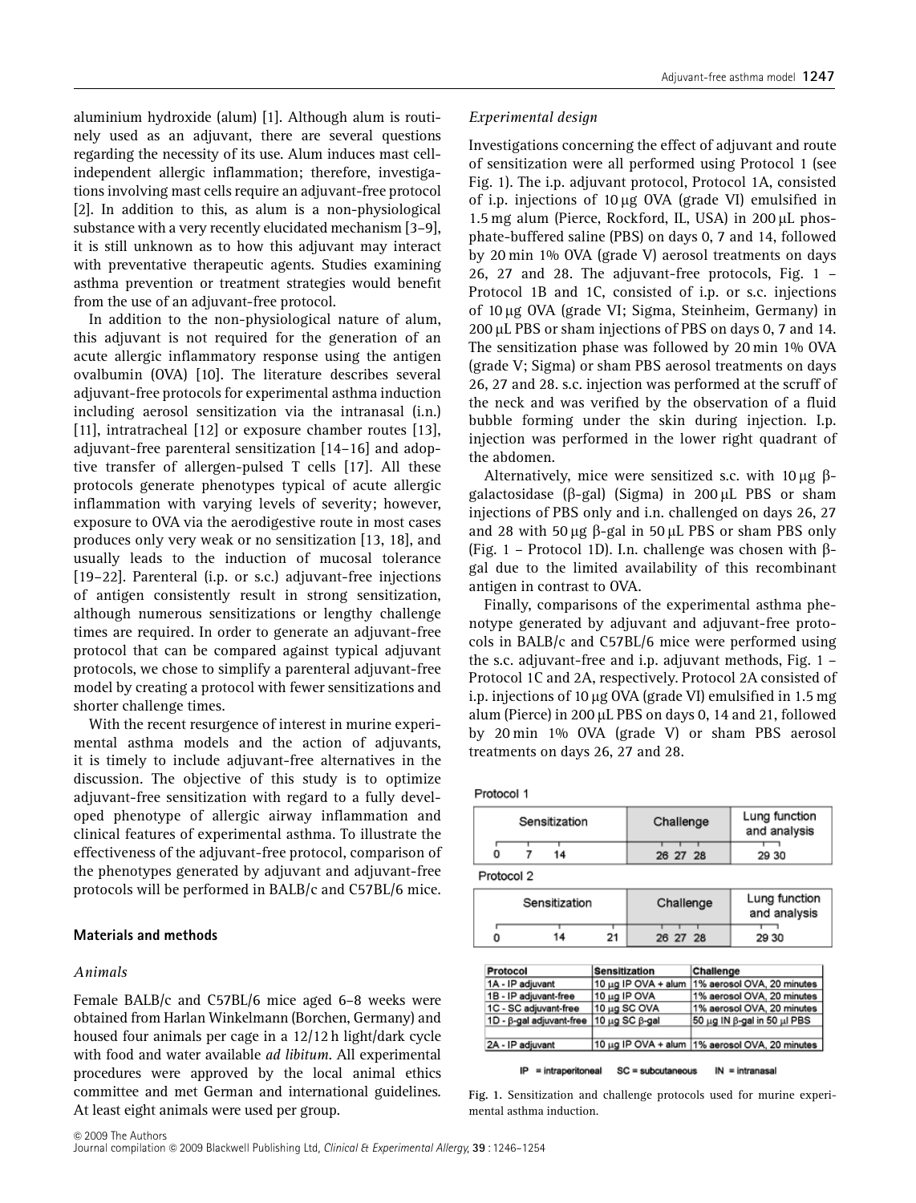aluminium hydroxide (alum) [1]. Although alum is routinely used as an adjuvant, there are several questions regarding the necessity of its use. Alum induces mast cell-independent allergic inflammation; therefore, investigations involving mast cells require an adjuvant-free protocol [2]. In addition to this, as alum is a non-physiological substance with a very recently elucidated mechanism [3–9], it is still unknown as to how this adjuvant may interact with preventative therapeutic agents. Studies examining asthma prevention or treatment strategies would benefit from the use of an adjuvant-free protocol.

In addition to the non-physiological nature of alum, this adjuvant is not required for the generation of an acute allergic inflammatory response using the antigen ovalbumin (OVA) [10]. The literature describes several adjuvant-free protocols for experimental asthma induction including aerosol sensitization via the intranasal (i.n.) [11], intratracheal [12] or exposure chamber routes [13], adjuvant-free parenteral sensitization [14–16] and adoptive transfer of allergen-pulsed T cells [17]. All these protocols generate phenotypes typical of acute allergic inflammation with varying levels of severity; however, exposure to OVA via the aerodigestive route in most cases produces only very weak or no sensitization [13, 18], and usually leads to the induction of mucosal tolerance [19–22]. Parenteral (i.p. or s.c.) adjuvant-free injections of antigen consistently result in strong sensitization, although numerous sensitizations or lengthy challenge times are required. In order to generate an adjuvant-free protocol that can be compared against typical adjuvant protocols, we chose to simplify a parenteral adjuvant-free model by creating a protocol with fewer sensitizations and shorter challenge times.

With the recent resurgence of interest in murine experimental asthma models and the action of adjuvants, it is timely to include adjuvant-free alternatives in the discussion. The objective of this study is to optimize adjuvant-free sensitization with regard to a fully developed phenotype of allergic airway inflammation and clinical features of experimental asthma. To illustrate the effectiveness of the adjuvant-free protocol, comparison of the phenotypes generated by adjuvant and adjuvant-free protocols will be performed in BALB/c and C57BL/6 mice.

## Materials and methods

### *Animals*

Female BALB/c and C57BL/6 mice aged 6–8 weeks were obtained from Harlan Winkelmann (Borchen, Germany) and housed four animals per cage in a 12/12 h light/dark cycle with food and water available *ad libitum*. All experimental procedures were approved by the local animal ethics committee and met German and international guidelines. At least eight animals were used per group.

### *Experimental design*

Investigations concerning the effect of adjuvant and route of sensitization were all performed using Protocol 1 (see Fig. 1). The i.p. adjuvant protocol, Protocol 1A, consisted of i.p. injections of 10 μg OVA (grade VI) emulsified in 1.5 mg alum (Pierce, Rockford, IL, USA) in 200 μL phosphate-buffered saline (PBS) on days 0, 7 and 14, followed by 20 min 1% OVA (grade V) aerosol treatments on days 26, 27 and 28. The adjuvant-free protocols, Fig. 1 – Protocol 1B and 1C, consisted of i.p. or s.c. injections of 10 μg OVA (grade VI; Sigma, Steinheim, Germany) in 200 μL PBS or sham injections of PBS on days 0, 7 and 14. The sensitization phase was followed by 20 min 1% OVA (grade V; Sigma) or sham PBS aerosol treatments on days 26, 27 and 28. s.c. injection was performed at the scruff of the neck and was verified by the observation of a fluid bubble forming under the skin during injection. I.p. injection was performed in the lower right quadrant of the abdomen.

Alternatively, mice were sensitized s.c. with 10 μg β-galactosidase (β-gal) (Sigma) in 200 μL PBS or sham injections of PBS only and i.n. challenged on days 26, 27 and 28 with 50 μg β-gal in 50 μL PBS or sham PBS only (Fig. 1 – Protocol 1D). I.n. challenge was chosen with β-gal due to the limited availability of this recombinant antigen in contrast to OVA.

Finally, comparisons of the experimental asthma phenotype generated by adjuvant and adjuvant-free protocols in BALB/c and C57BL/6 mice were performed using the s.c. adjuvant-free and i.p. adjuvant methods, Fig. 1 – Protocol 1C and 2A, respectively. Protocol 2A consisted of i.p. injections of 10 μg OVA (grade VI) emulsified in 1.5 mg alum (Pierce) in 200 μL PBS on days 0, 14 and 21, followed by 20 min 1% OVA (grade V) or sham PBS aerosol treatments on days 26, 27 and 28.

Protocol 1

| Sensitization | Challenge | Lung function and analysis |
|---|---|---|
| 0 7 14 | 26 27 28 | 29 30 |

Protocol 2

| Sensitization | Challenge | Lung function and analysis |
|---|---|---|
| 0 14 21 | 26 27 28 | 29 30 |

| Protocol | Sensitization | Challenge |
|---|---|---|
| 1A - IP adjuvant | 10 μg IP OVA + alum | 1% aerosol OVA, 20 minutes |
| 1B - IP adjuvant-free | 10 μg IP OVA | 1% aerosol OVA, 20 minutes |
| 1C - SC adjuvant-free | 10 μg SC OVA | 1% aerosol OVA, 20 minutes |
| 1D - β-gal adjuvant-free | 10 μg SC β-gal | 50 μg IN β-gal in 50 μl PBS |
| 2A - IP adjuvant | 10 μg IP OVA + alum | 1% aerosol OVA, 20 minutes |

IP = intraperitoneal SC = subcutaneous IN = intranasal

Fig. 1. Sensitization and challenge protocols used for murine experimental asthma induction.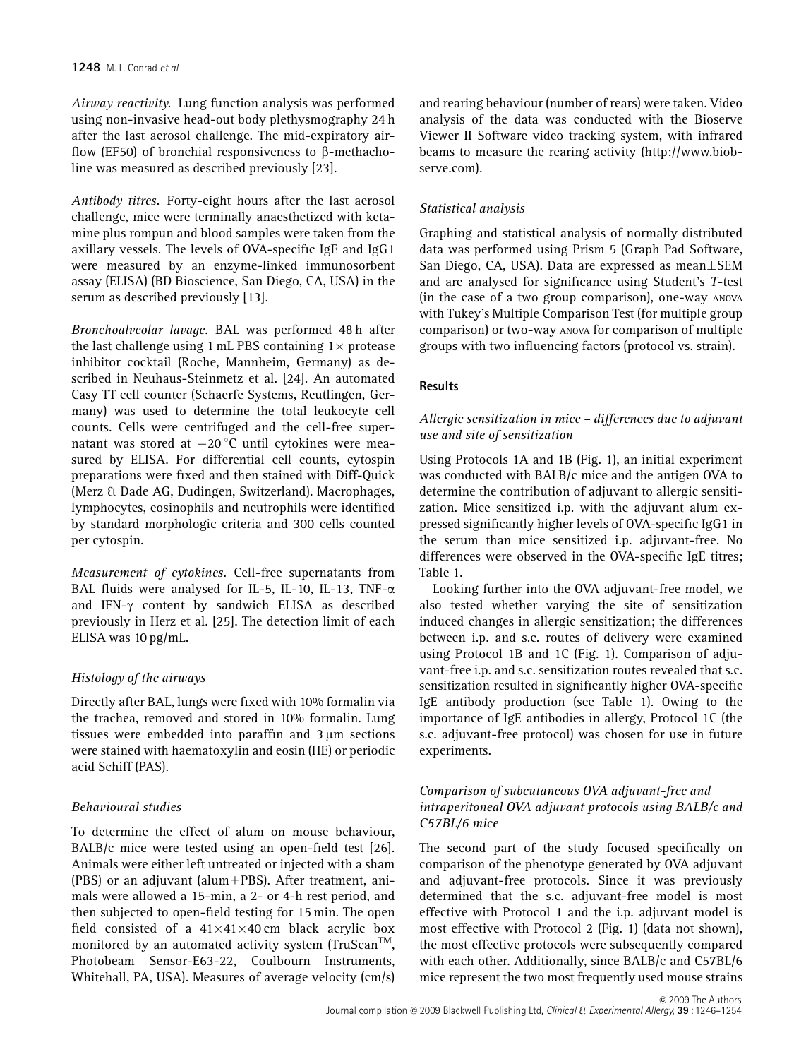*Airway reactivity.* Lung function analysis was performed using non-invasive head-out body plethysmography 24 h after the last aerosol challenge. The mid-expiratory airflow (EF50) of bronchial responsiveness to β-methacholine was measured as described previously [23].

*Antibody titres.* Forty-eight hours after the last aerosol challenge, mice were terminally anaesthetized with ketamine plus rompun and blood samples were taken from the axillary vessels. The levels of OVA-specific IgE and IgG1 were measured by an enzyme-linked immunosorbent assay (ELISA) (BD Bioscience, San Diego, CA, USA) in the serum as described previously [13].

*Bronchoalveolar lavage.* BAL was performed 48 h after the last challenge using 1 mL PBS containing 1× protease inhibitor cocktail (Roche, Mannheim, Germany) as described in Neuhaus-Steinmetz et al. [24]. An automated Casy TT cell counter (Schaerfe Systems, Reutlingen, Germany) was used to determine the total leukocyte cell counts. Cells were centrifuged and the cell-free supernatant was stored at −20 °C until cytokines were measured by ELISA. For differential cell counts, cytospin preparations were fixed and then stained with Diff-Quick (Merz & Dade AG, Dudingen, Switzerland). Macrophages, lymphocytes, eosinophils and neutrophils were identified by standard morphologic criteria and 300 cells counted per cytospin.

*Measurement of cytokines.* Cell-free supernatants from BAL fluids were analysed for IL-5, IL-10, IL-13, TNF-α and IFN-γ content by sandwich ELISA as described previously in Herz et al. [25]. The detection limit of each ELISA was 10 pg/mL.

### *Histology of the airways*

Directly after BAL, lungs were fixed with 10% formalin via the trachea, removed and stored in 10% formalin. Lung tissues were embedded into paraffin and 3 μm sections were stained with haematoxylin and eosin (HE) or periodic acid Schiff (PAS).

### *Behavioural studies*

To determine the effect of alum on mouse behaviour, BALB/c mice were tested using an open-field test [26]. Animals were either left untreated or injected with a sham (PBS) or an adjuvant (alum+PBS). After treatment, animals were allowed a 15-min, a 2- or 4-h rest period, and then subjected to open-field testing for 15 min. The open field consisted of a 41×41×40 cm black acrylic box monitored by an automated activity system (TruScan™, Photobeam Sensor-E63-22, Coulbourn Instruments, Whitehall, PA, USA). Measures of average velocity (cm/s) and rearing behaviour (number of rears) were taken. Video analysis of the data was conducted with the Bioserve Viewer II Software video tracking system, with infrared beams to measure the rearing activity (http://www.biobserve.com).

### *Statistical analysis*

Graphing and statistical analysis of normally distributed data was performed using Prism 5 (Graph Pad Software, San Diego, CA, USA). Data are expressed as mean±SEM and are analysed for significance using Student's *T*-test (in the case of a two group comparison), one-way ANOVA with Tukey's Multiple Comparison Test (for multiple group comparison) or two-way ANOVA for comparison of multiple groups with two influencing factors (protocol vs. strain).

## Results

### *Allergic sensitization in mice – differences due to adjuvant use and site of sensitization*

Using Protocols 1A and 1B (Fig. 1), an initial experiment was conducted with BALB/c mice and the antigen OVA to determine the contribution of adjuvant to allergic sensitization. Mice sensitized i.p. with the adjuvant alum expressed significantly higher levels of OVA-specific IgG1 in the serum than mice sensitized i.p. adjuvant-free. No differences were observed in the OVA-specific IgE titres; Table 1.

Looking further into the OVA adjuvant-free model, we also tested whether varying the site of sensitization induced changes in allergic sensitization; the differences between i.p. and s.c. routes of delivery were examined using Protocol 1B and 1C (Fig. 1). Comparison of adjuvant-free i.p. and s.c. sensitization routes revealed that s.c. sensitization resulted in significantly higher OVA-specific IgE antibody production (see Table 1). Owing to the importance of IgE antibodies in allergy, Protocol 1C (the s.c. adjuvant-free protocol) was chosen for use in future experiments.

### *Comparison of subcutaneous OVA adjuvant-free and intraperitoneal OVA adjuvant protocols using BALB/c and C57BL/6 mice*

The second part of the study focused specifically on comparison of the phenotype generated by OVA adjuvant and adjuvant-free protocols. Since it was previously determined that the s.c. adjuvant-free model is most effective with Protocol 1 and the i.p. adjuvant model is most effective with Protocol 2 (Fig. 1) (data not shown), the most effective protocols were subsequently compared with each other. Additionally, since BALB/c and C57BL/6 mice represent the two most frequently used mouse strains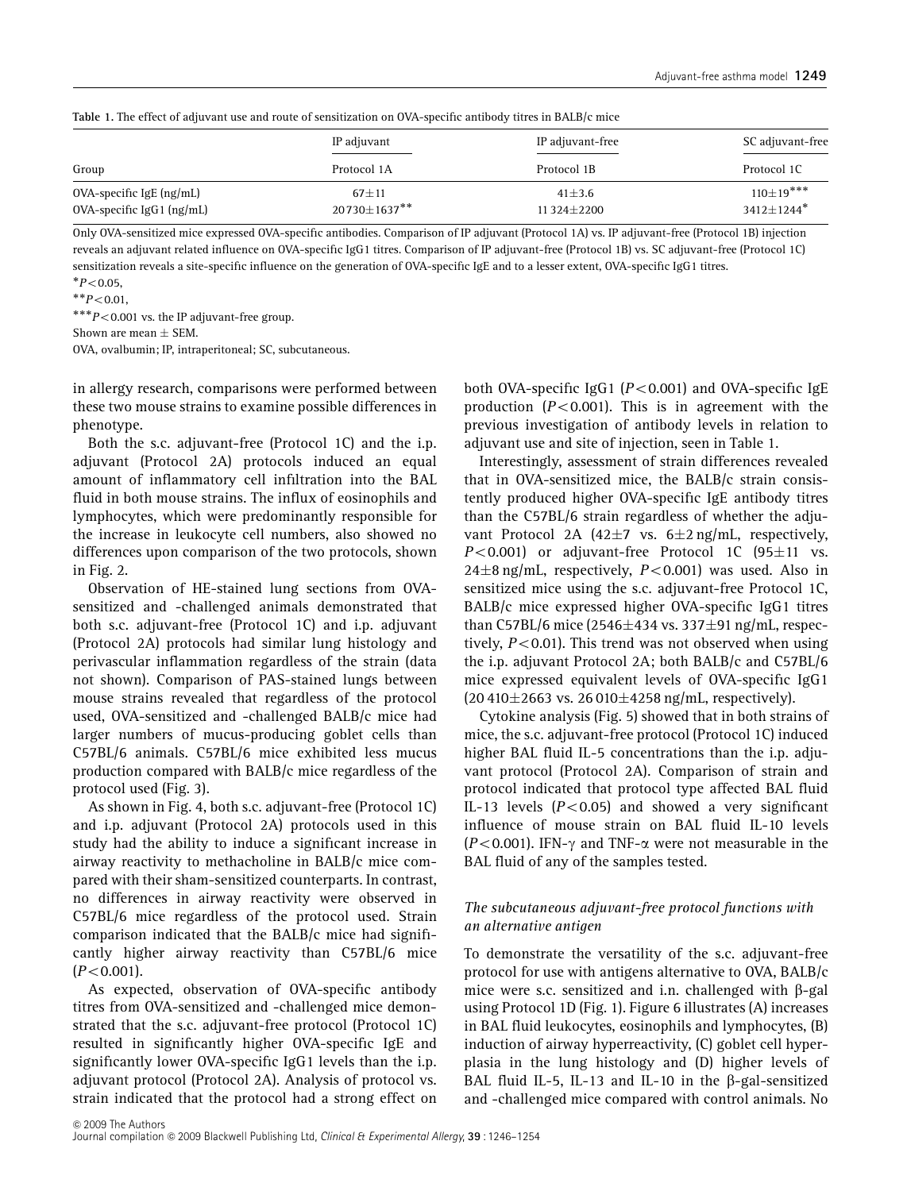**Table 1.** The effect of adjuvant use and route of sensitization on OVA-specific antibody titres in BALB/c mice

| Group | IP adjuvant | IP adjuvant-free | SC adjuvant-free |
|---|---|---|---|
| | Protocol 1A | Protocol 1B | Protocol 1C |
| OVA-specific IgE (ng/mL) | 67±11 | 41±3.6 | 110±19*** |
| OVA-specific IgG1 (ng/mL) | 20730±1637** | 11 324±2200 | 3412±1244* |

Only OVA-sensitized mice expressed OVA-specific antibodies. Comparison of IP adjuvant (Protocol 1A) vs. IP adjuvant-free (Protocol 1B) injection reveals an adjuvant related influence on OVA-specific IgG1 titres. Comparison of IP adjuvant-free (Protocol 1B) vs. SC adjuvant-free (Protocol 1C) sensitization reveals a site-specific influence on the generation of OVA-specific IgE and to a lesser extent, OVA-specific IgG1 titres.

*$P<0.05$,

**$P<0.01$,

***$P<0.001$ vs. the IP adjuvant-free group.

Shown are mean ± SEM.

OVA, ovalbumin; IP, intraperitoneal; SC, subcutaneous.

in allergy research, comparisons were performed between these two mouse strains to examine possible differences in phenotype.

Both the s.c. adjuvant-free (Protocol 1C) and the i.p. adjuvant (Protocol 2A) protocols induced an equal amount of inflammatory cell infiltration into the BAL fluid in both mouse strains. The influx of eosinophils and lymphocytes, which were predominantly responsible for the increase in leukocyte cell numbers, also showed no differences upon comparison of the two protocols, shown in Fig. 2.

Observation of HE-stained lung sections from OVA-sensitized and -challenged animals demonstrated that both s.c. adjuvant-free (Protocol 1C) and i.p. adjuvant (Protocol 2A) protocols had similar lung histology and perivascular inflammation regardless of the strain (data not shown). Comparison of PAS-stained lungs between mouse strains revealed that regardless of the protocol used, OVA-sensitized and -challenged BALB/c mice had larger numbers of mucus-producing goblet cells than C57BL/6 animals. C57BL/6 mice exhibited less mucus production compared with BALB/c mice regardless of the protocol used (Fig. 3).

As shown in Fig. 4, both s.c. adjuvant-free (Protocol 1C) and i.p. adjuvant (Protocol 2A) protocols used in this study had the ability to induce a significant increase in airway reactivity to methacholine in BALB/c mice compared with their sham-sensitized counterparts. In contrast, no differences in airway reactivity were observed in C57BL/6 mice regardless of the protocol used. Strain comparison indicated that the BALB/c mice had significantly higher airway reactivity than C57BL/6 mice ($P<0.001$).

As expected, observation of OVA-specific antibody titres from OVA-sensitized and -challenged mice demonstrated that the s.c. adjuvant-free protocol (Protocol 1C) resulted in significantly higher OVA-specific IgE and significantly lower OVA-specific IgG1 levels than the i.p. adjuvant protocol (Protocol 2A). Analysis of protocol vs. strain indicated that the protocol had a strong effect on both OVA-specific IgG1 ($P<0.001$) and OVA-specific IgE production ($P<0.001$). This is in agreement with the previous investigation of antibody levels in relation to adjuvant use and site of injection, seen in Table 1.

Interestingly, assessment of strain differences revealed that in OVA-sensitized mice, the BALB/c strain consistently produced higher OVA-specific IgE antibody titres than the C57BL/6 strain regardless of whether the adjuvant Protocol 2A (42±7 vs. 6±2 ng/mL, respectively, $P<0.001$) or adjuvant-free Protocol 1C (95±11 vs. 24±8 ng/mL, respectively, $P<0.001$) was used. Also in sensitized mice using the s.c. adjuvant-free Protocol 1C, BALB/c mice expressed higher OVA-specific IgG1 titres than C57BL/6 mice (2546±434 vs. 337±91 ng/mL, respectively, $P<0.01$). This trend was not observed when using the i.p. adjuvant Protocol 2A; both BALB/c and C57BL/6 mice expressed equivalent levels of OVA-specific IgG1 (20 410±2663 vs. 26 010±4258 ng/mL, respectively).

Cytokine analysis (Fig. 5) showed that in both strains of mice, the s.c. adjuvant-free protocol (Protocol 1C) induced higher BAL fluid IL-5 concentrations than the i.p. adjuvant protocol (Protocol 2A). Comparison of strain and protocol indicated that protocol type affected BAL fluid IL-13 levels ($P<0.05$) and showed a very significant influence of mouse strain on BAL fluid IL-10 levels ($P<0.001$). IFN-$\gamma$ and TNF-$\alpha$ were not measurable in the BAL fluid of any of the samples tested.

### *The subcutaneous adjuvant-free protocol functions with an alternative antigen*

To demonstrate the versatility of the s.c. adjuvant-free protocol for use with antigens alternative to OVA, BALB/c mice were s.c. sensitized and i.n. challenged with $\beta$-gal using Protocol 1D (Fig. 1). Figure 6 illustrates (A) increases in BAL fluid leukocytes, eosinophils and lymphocytes, (B) induction of airway hyperreactivity, (C) goblet cell hyperplasia in the lung histology and (D) higher levels of BAL fluid IL-5, IL-13 and IL-10 in the $\beta$-gal-sensitized and -challenged mice compared with control animals. No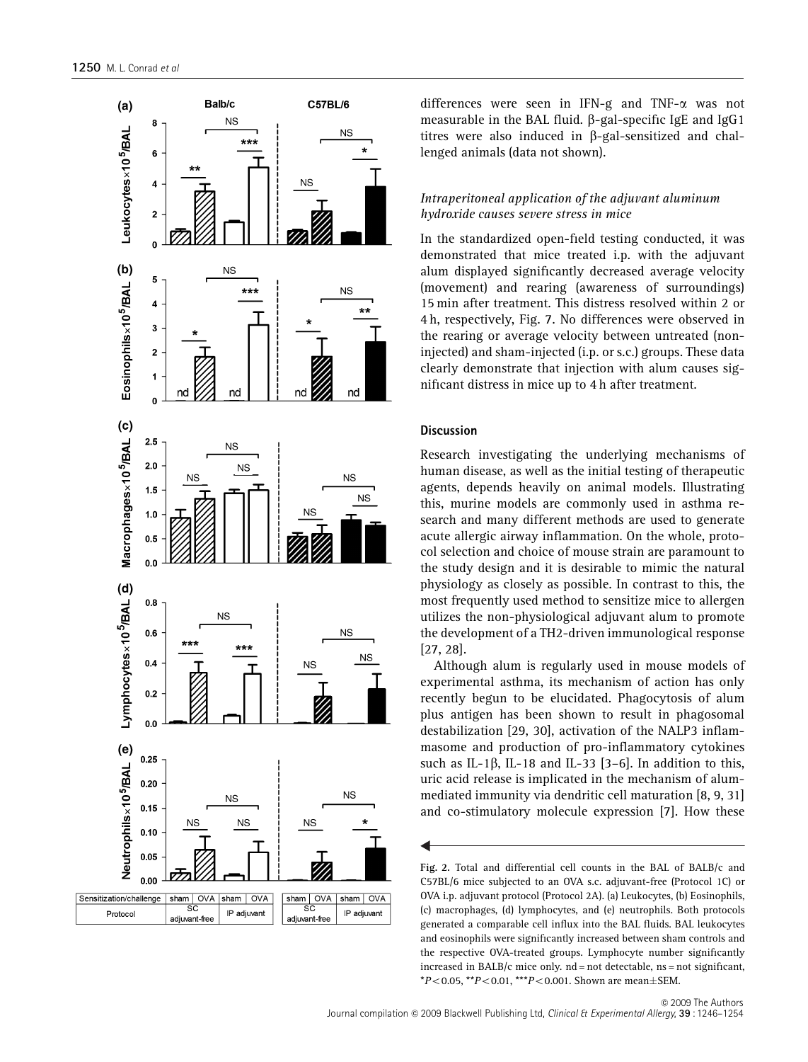differences were seen in IFN-g and TNF-α was not measurable in the BAL fluid. β-gal-specific IgE and IgG1 titres were also induced in β-gal-sensitized and challenged animals (data not shown).

### *Intraperitoneal application of the adjuvant aluminum hydroxide causes severe stress in mice*

In the standardized open-field testing conducted, it was demonstrated that mice treated i.p. with the adjuvant alum displayed significantly decreased average velocity (movement) and rearing (awareness of surroundings) 15 min after treatment. This distress resolved within 2 or 4 h, respectively, Fig. 7. No differences were observed in the rearing or average velocity between untreated (non-injected) and sham-injected (i.p. or s.c.) groups. These data clearly demonstrate that injection with alum causes significant distress in mice up to 4 h after treatment.

## Discussion

Research investigating the underlying mechanisms of human disease, as well as the initial testing of therapeutic agents, depends heavily on animal models. Illustrating this, murine models are commonly used in asthma research and many different methods are used to generate acute allergic airway inflammation. On the whole, protocol selection and choice of mouse strain are paramount to the study design and it is desirable to mimic the natural physiology as closely as possible. In contrast to this, the most frequently used method to sensitize mice to allergen utilizes the non-physiological adjuvant alum to promote the development of a TH2-driven immunological response [27, 28].

Although alum is regularly used in mouse models of experimental asthma, its mechanism of action has only recently begun to be elucidated. Phagocytosis of alum plus antigen has been shown to result in phagosomal destabilization [29, 30], activation of the NALP3 inflammasome and production of pro-inflammatory cytokines such as IL-1β, IL-18 and IL-33 [3–6]. In addition to this, uric acid release is implicated in the mechanism of alum-mediated immunity via dendritic cell maturation [8, 9, 31] and co-stimulatory molecule expression [7]. How these

Fig. 2. Total and differential cell counts in the BAL of BALB/c and C57BL/6 mice subjected to an OVA s.c. adjuvant-free (Protocol 1C) or OVA i.p. adjuvant protocol (Protocol 2A). (a) Leukocytes, (b) Eosinophils, (c) macrophages, (d) lymphocytes, and (e) neutrophils. Both protocols generated a comparable cell influx into the BAL fluids. BAL leukocytes and eosinophils were significantly increased between sham controls and the respective OVA-treated groups. Lymphocyte number significantly increased in BALB/c mice only. nd = not detectable, ns = not significant, \*$P<0.05$, \*\*$P<0.01$, \*\*\*$P<0.001$. Shown are mean±SEM.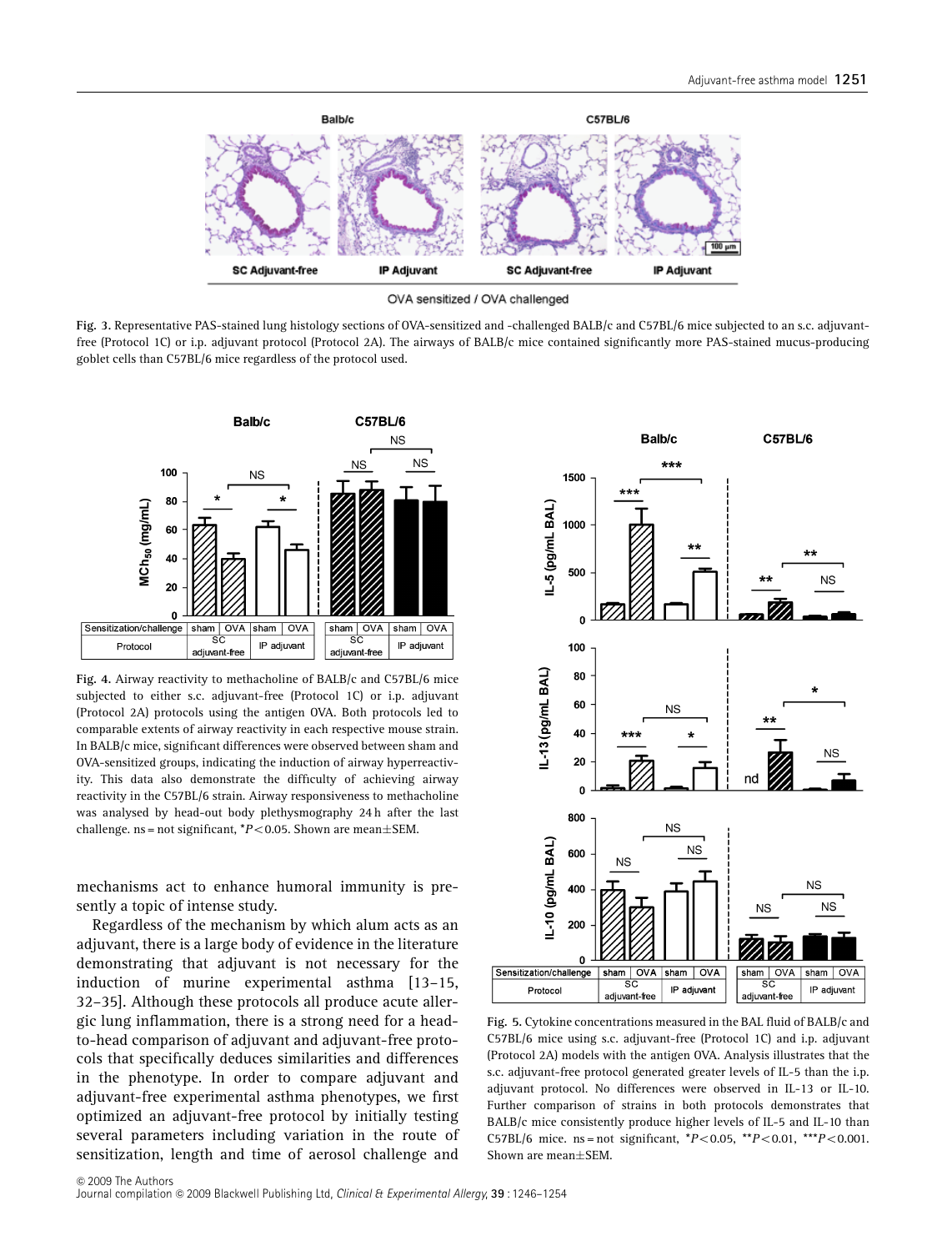Fig. 3. Representative PAS-stained lung histology sections of OVA-sensitized and -challenged BALB/c and C57BL/6 mice subjected to an s.c. adjuvant-free (Protocol 1C) or i.p. adjuvant protocol (Protocol 2A). The airways of BALB/c mice contained significantly more PAS-stained mucus-producing goblet cells than C57BL/6 mice regardless of the protocol used.

Fig. 4. Airway reactivity to methacholine of BALB/c and C57BL/6 mice subjected to either s.c. adjuvant-free (Protocol 1C) or i.p. adjuvant (Protocol 2A) protocols using the antigen OVA. Both protocols led to comparable extents of airway reactivity in each respective mouse strain. In BALB/c mice, significant differences were observed between sham and OVA-sensitized groups, indicating the induction of airway hyperreactivity. This data also demonstrate the difficulty of achieving airway reactivity in the C57BL/6 strain. Airway responsiveness to methacholine was analysed by head-out body plethysmography 24 h after the last challenge. ns = not significant, $^*P<0.05$. Shown are mean±SEM.

mechanisms act to enhance humoral immunity is presently a topic of intense study.

Regardless of the mechanism by which alum acts as an adjuvant, there is a large body of evidence in the literature demonstrating that adjuvant is not necessary for the induction of murine experimental asthma [13–15, 32–35]. Although these protocols all produce acute allergic lung inflammation, there is a strong need for a head-to-head comparison of adjuvant and adjuvant-free protocols that specifically deduces similarities and differences in the phenotype. In order to compare adjuvant and adjuvant-free experimental asthma phenotypes, we first optimized an adjuvant-free protocol by initially testing several parameters including variation in the route of sensitization, length and time of aerosol challenge and

Fig. 5. Cytokine concentrations measured in the BAL fluid of BALB/c and C57BL/6 mice using s.c. adjuvant-free (Protocol 1C) and i.p. adjuvant (Protocol 2A) models with the antigen OVA. Analysis illustrates that the s.c. adjuvant-free protocol generated greater levels of IL-5 than the i.p. adjuvant protocol. No differences were observed in IL-13 or IL-10. Further comparison of strains in both protocols demonstrates that BALB/c mice consistently produce higher levels of IL-5 and IL-10 than C57BL/6 mice. ns = not significant, $^*P<0.05$, $^{**}P<0.01$, $^{***}P<0.001$. Shown are mean±SEM.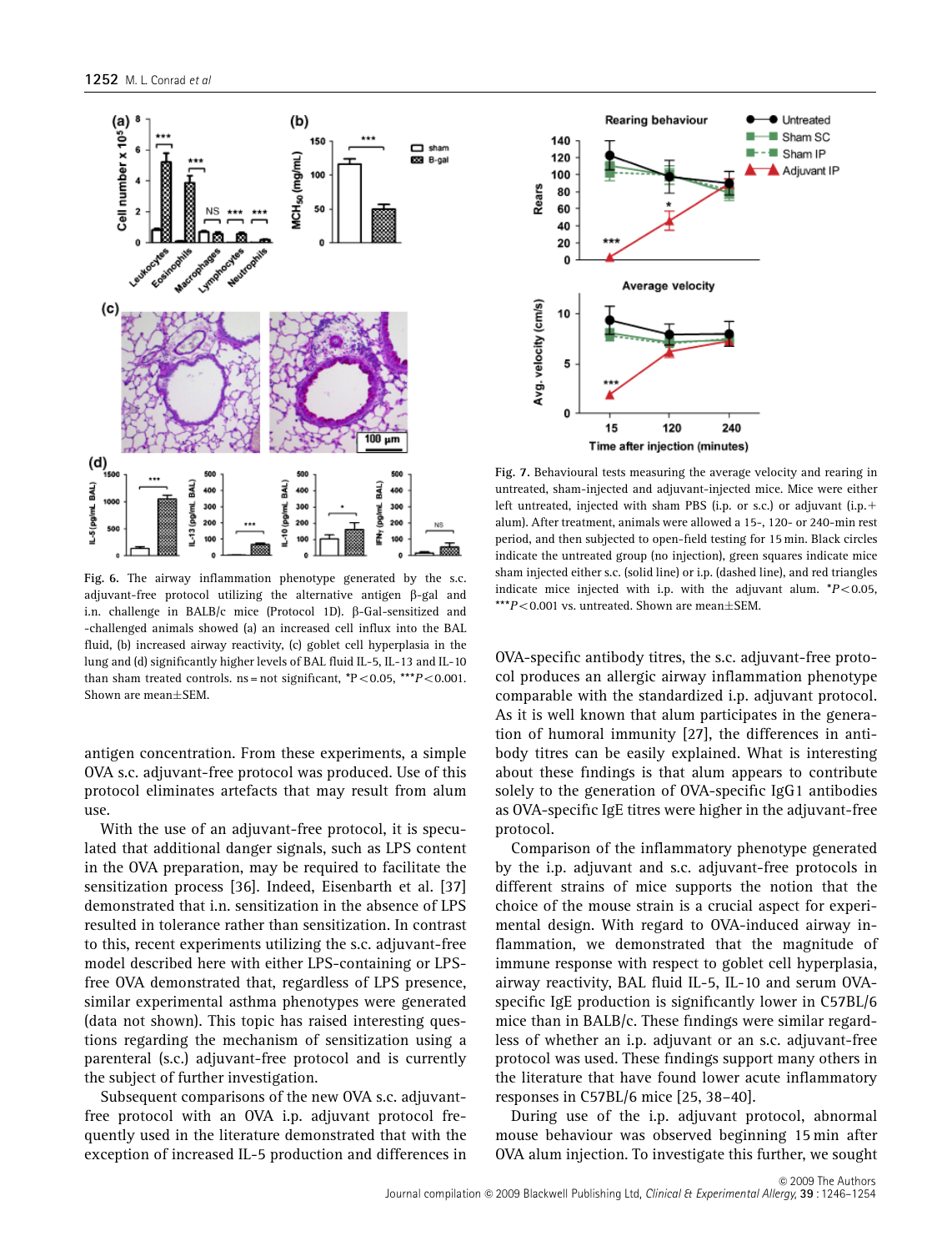Fig. 6. The airway inflammation phenotype generated by the s.c. adjuvant-free protocol utilizing the alternative antigen β-gal and i.n. challenge in BALB/c mice (Protocol 1D). β-Gal-sensitized and -challenged animals showed (a) an increased cell influx into the BAL fluid, (b) increased airway reactivity, (c) goblet cell hyperplasia in the lung and (d) significantly higher levels of BAL fluid IL-5, IL-13 and IL-10 than sham treated controls. ns = not significant, \*$P<0.05$, \*\*\*$P<0.001$. Shown are mean±SEM.

Fig. 7. Behavioural tests measuring the average velocity and rearing in untreated, sham-injected and adjuvant-injected mice. Mice were either left untreated, injected with sham PBS (i.p. or s.c.) or adjuvant (i.p.+alum). After treatment, animals were allowed a 15-, 120- or 240-min rest period, and then subjected to open-field testing for 15 min. Black circles indicate the untreated group (no injection), green squares indicate mice sham injected either s.c. (solid line) or i.p. (dashed line), and red triangles indicate mice injected with i.p. with the adjuvant alum. \*$P<0.05$, \*\*\*$P<0.001$ vs. untreated. Shown are mean±SEM.

antigen concentration. From these experiments, a simple OVA s.c. adjuvant-free protocol was produced. Use of this protocol eliminates artefacts that may result from alum use.

With the use of an adjuvant-free protocol, it is speculated that additional danger signals, such as LPS content in the OVA preparation, may be required to facilitate the sensitization process [36]. Indeed, Eisenbarth et al. [37] demonstrated that i.n. sensitization in the absence of LPS resulted in tolerance rather than sensitization. In contrast to this, recent experiments utilizing the s.c. adjuvant-free model described here with either LPS-containing or LPS-free OVA demonstrated that, regardless of LPS presence, similar experimental asthma phenotypes were generated (data not shown). This topic has raised interesting questions regarding the mechanism of sensitization using a parenteral (s.c.) adjuvant-free protocol and is currently the subject of further investigation.

Subsequent comparisons of the new OVA s.c. adjuvant-free protocol with an OVA i.p. adjuvant protocol frequently used in the literature demonstrated that with the exception of increased IL-5 production and differences in OVA-specific antibody titres, the s.c. adjuvant-free protocol produces an allergic airway inflammation phenotype comparable with the standardized i.p. adjuvant protocol. As it is well known that alum participates in the generation of humoral immunity [27], the differences in antibody titres can be easily explained. What is interesting about these findings is that alum appears to contribute solely to the generation of OVA-specific IgG1 antibodies as OVA-specific IgE titres were higher in the adjuvant-free protocol.

Comparison of the inflammatory phenotype generated by the i.p. adjuvant and s.c. adjuvant-free protocols in different strains of mice supports the notion that the choice of the mouse strain is a crucial aspect for experimental design. With regard to OVA-induced airway inflammation, we demonstrated that the magnitude of immune response with respect to goblet cell hyperplasia, airway reactivity, BAL fluid IL-5, IL-10 and serum OVA-specific IgE production is significantly lower in C57BL/6 mice than in BALB/c. These findings were similar regardless of whether an i.p. adjuvant or an s.c. adjuvant-free protocol was used. These findings support many others in the literature that have found lower acute inflammatory responses in C57BL/6 mice [25, 38–40].

During use of the i.p. adjuvant protocol, abnormal mouse behaviour was observed beginning 15 min after OVA alum injection. To investigate this further, we sought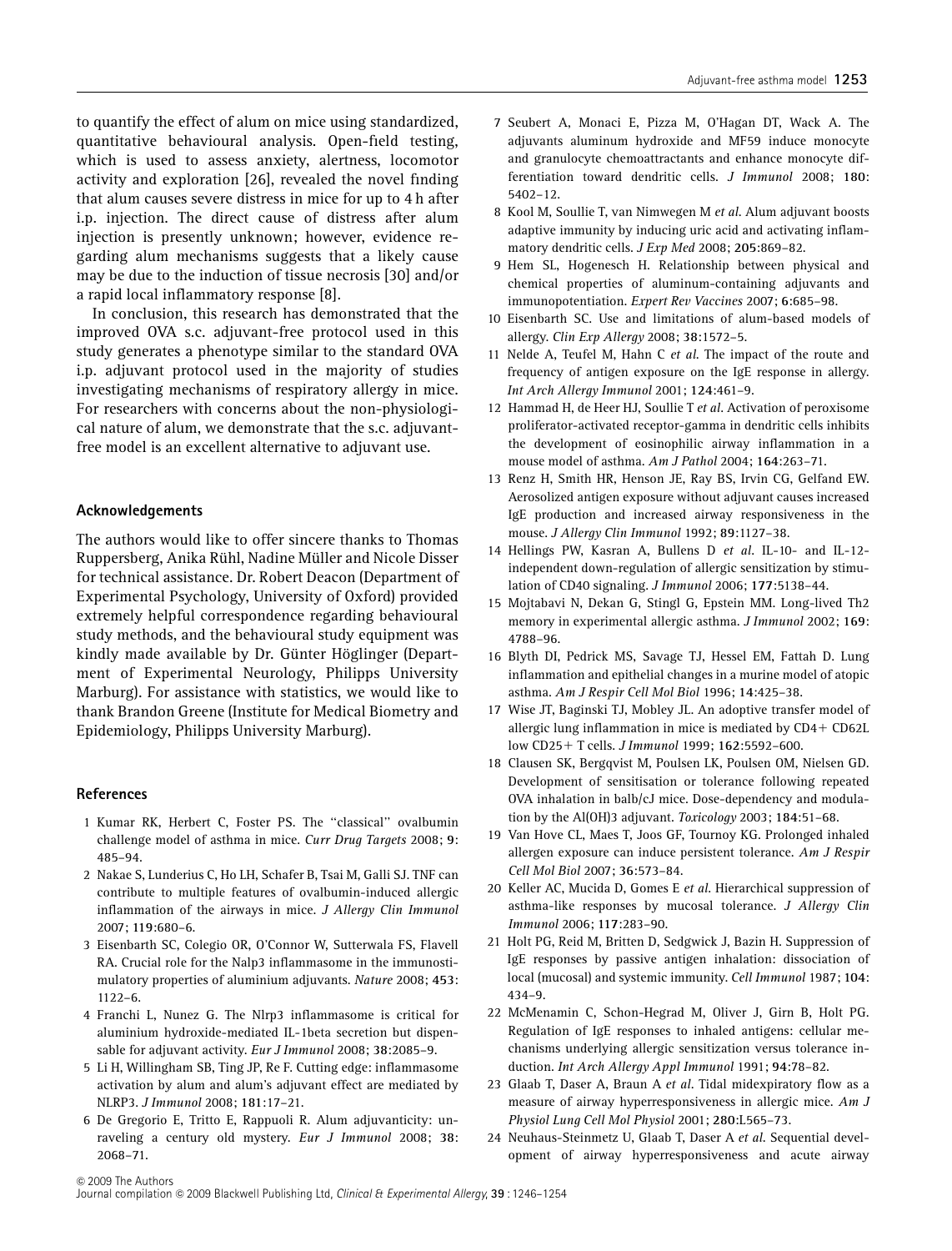to quantify the effect of alum on mice using standardized, quantitative behavioural analysis. Open-field testing, which is used to assess anxiety, alertness, locomotor activity and exploration [26], revealed the novel finding that alum causes severe distress in mice for up to 4 h after i.p. injection. The direct cause of distress after alum injection is presently unknown; however, evidence regarding alum mechanisms suggests that a likely cause may be due to the induction of tissue necrosis [30] and/or a rapid local inflammatory response [8].

In conclusion, this research has demonstrated that the improved OVA s.c. adjuvant-free protocol used in this study generates a phenotype similar to the standard OVA i.p. adjuvant protocol used in the majority of studies investigating mechanisms of respiratory allergy in mice. For researchers with concerns about the non-physiological nature of alum, we demonstrate that the s.c. adjuvant-free model is an excellent alternative to adjuvant use.

## Acknowledgements

The authors would like to offer sincere thanks to Thomas Ruppersberg, Anika Rühl, Nadine Müller and Nicole Disser for technical assistance. Dr. Robert Deacon (Department of Experimental Psychology, University of Oxford) provided extremely helpful correspondence regarding behavioural study methods, and the behavioural study equipment was kindly made available by Dr. Günter Höglinger (Department of Experimental Neurology, Philipps University Marburg). For assistance with statistics, we would like to thank Brandon Greene (Institute for Medical Biometry and Epidemiology, Philipps University Marburg).

## References

1 Kumar RK, Herbert C, Foster PS. The ''classical'' ovalbumin challenge model of asthma in mice. *Curr Drug Targets* 2008; **9**: 485–94.

2 Nakae S, Lunderius C, Ho LH, Schafer B, Tsai M, Galli SJ. TNF can contribute to multiple features of ovalbumin-induced allergic inflammation of the airways in mice. *J Allergy Clin Immunol* 2007; **119**:680–6.

3 Eisenbarth SC, Colegio OR, O'Connor W, Sutterwala FS, Flavell RA. Crucial role for the Nalp3 inflammasome in the immunostimulatory properties of aluminium adjuvants. *Nature* 2008; **453**: 1122–6.

4 Franchi L, Nunez G. The Nlrp3 inflammasome is critical for aluminium hydroxide-mediated IL-1beta secretion but dispensable for adjuvant activity. *Eur J Immunol* 2008; **38**:2085–9.

5 Li H, Willingham SB, Ting JP, Re F. Cutting edge: inflammasome activation by alum and alum's adjuvant effect are mediated by NLRP3. *J Immunol* 2008; **181**:17–21.

6 De Gregorio E, Tritto E, Rappuoli R. Alum adjuvanticity: unraveling a century old mystery. *Eur J Immunol* 2008; **38**: 2068–71.

7 Seubert A, Monaci E, Pizza M, O'Hagan DT, Wack A. The adjuvants aluminum hydroxide and MF59 induce monocyte and granulocyte chemoattractants and enhance monocyte differentiation toward dendritic cells. *J Immunol* 2008; **180**: 5402–12.

8 Kool M, Soullie T, van Nimwegen M *et al.* Alum adjuvant boosts adaptive immunity by inducing uric acid and activating inflammatory dendritic cells. *J Exp Med* 2008; **205**:869–82.

9 Hem SL, Hogenesch H. Relationship between physical and chemical properties of aluminum-containing adjuvants and immunopotentiation. *Expert Rev Vaccines* 2007; **6**:685–98.

10 Eisenbarth SC. Use and limitations of alum-based models of allergy. *Clin Exp Allergy* 2008; **38**:1572–5.

11 Nelde A, Teufel M, Hahn C *et al.* The impact of the route and frequency of antigen exposure on the IgE response in allergy. *Int Arch Allergy Immunol* 2001; **124**:461–9.

12 Hammad H, de Heer HJ, Soullie T *et al.* Activation of peroxisome proliferator-activated receptor-gamma in dendritic cells inhibits the development of eosinophilic airway inflammation in a mouse model of asthma. *Am J Pathol* 2004; **164**:263–71.

13 Renz H, Smith HR, Henson JE, Ray BS, Irvin CG, Gelfand EW. Aerosolized antigen exposure without adjuvant causes increased IgE production and increased airway responsiveness in the mouse. *J Allergy Clin Immunol* 1992; **89**:1127–38.

14 Hellings PW, Kasran A, Bullens D *et al.* IL-10- and IL-12-independent down-regulation of allergic sensitization by stimulation of CD40 signaling. *J Immunol* 2006; **177**:5138–44.

15 Mojtabavi N, Dekan G, Stingl G, Epstein MM. Long-lived Th2 memory in experimental allergic asthma. *J Immunol* 2002; **169**: 4788–96.

16 Blyth DI, Pedrick MS, Savage TJ, Hessel EM, Fattah D. Lung inflammation and epithelial changes in a murine model of atopic asthma. *Am J Respir Cell Mol Biol* 1996; **14**:425–38.

17 Wise JT, Baginski TJ, Mobley JL. An adoptive transfer model of allergic lung inflammation in mice is mediated by CD4+ CD62L low CD25+ T cells. *J Immunol* 1999; **162**:5592–600.

18 Clausen SK, Bergqvist M, Poulsen LK, Poulsen OM, Nielsen GD. Development of sensitisation or tolerance following repeated OVA inhalation in balb/cJ mice. Dose-dependency and modulation by the Al(OH)3 adjuvant. *Toxicology* 2003; **184**:51–68.

19 Van Hove CL, Maes T, Joos GF, Tournoy KG. Prolonged inhaled allergen exposure can induce persistent tolerance. *Am J Respir Cell Mol Biol* 2007; **36**:573–84.

20 Keller AC, Mucida D, Gomes E *et al.* Hierarchical suppression of asthma-like responses by mucosal tolerance. *J Allergy Clin Immunol* 2006; **117**:283–90.

21 Holt PG, Reid M, Britten D, Sedgwick J, Bazin H. Suppression of IgE responses by passive antigen inhalation: dissociation of local (mucosal) and systemic immunity. *Cell Immunol* 1987; **104**: 434–9.

22 McMenamin C, Schon-Hegrad M, Oliver J, Girn B, Holt PG. Regulation of IgE responses to inhaled antigens: cellular mechanisms underlying allergic sensitization versus tolerance induction. *Int Arch Allergy Appl Immunol* 1991; **94**:78–82.

23 Glaab T, Daser A, Braun A *et al.* Tidal midexpiratory flow as a measure of airway hyperresponsiveness in allergic mice. *Am J Physiol Lung Cell Mol Physiol* 2001; **280**:L565–73.

24 Neuhaus-Steinmetz U, Glaab T, Daser A *et al.* Sequential development of airway hyperresponsiveness and acute airway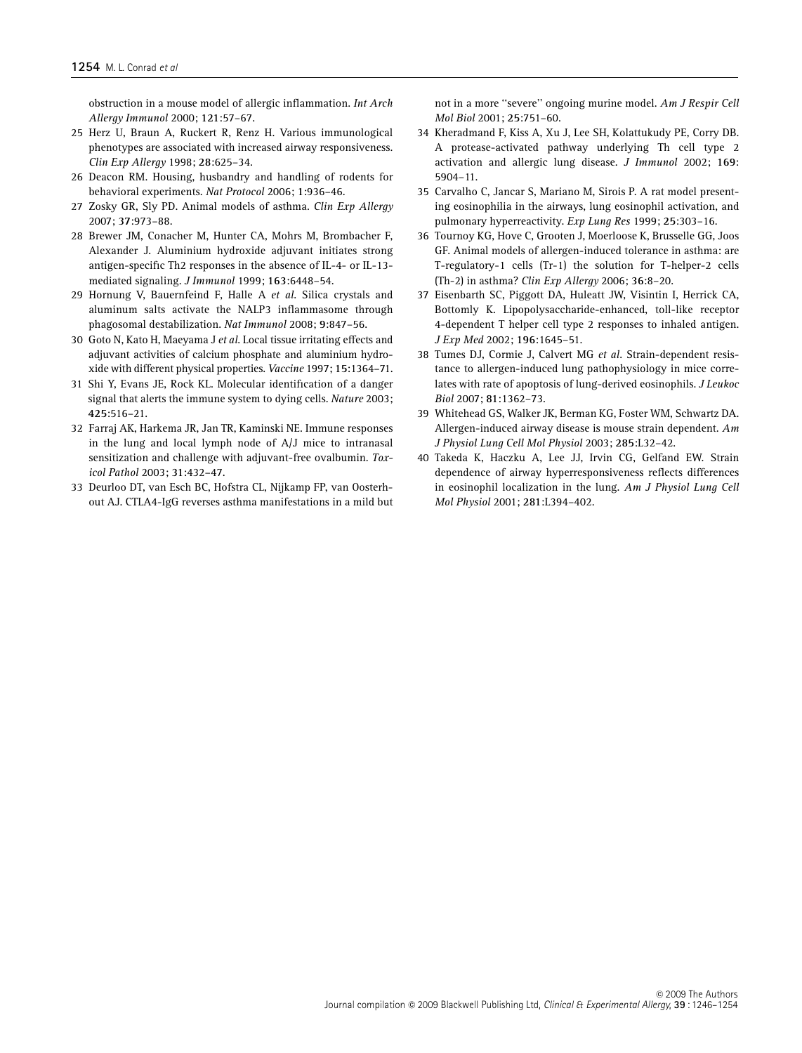obstruction in a mouse model of allergic inflammation. *Int Arch Allergy Immunol* 2000; **121**:57–67.

25 Herz U, Braun A, Ruckert R, Renz H. Various immunological phenotypes are associated with increased airway responsiveness. *Clin Exp Allergy* 1998; **28**:625–34.

26 Deacon RM. Housing, husbandry and handling of rodents for behavioral experiments. *Nat Protocol* 2006; **1**:936–46.

27 Zosky GR, Sly PD. Animal models of asthma. *Clin Exp Allergy* 2007; **37**:973–88.

28 Brewer JM, Conacher M, Hunter CA, Mohrs M, Brombacher F, Alexander J. Aluminium hydroxide adjuvant initiates strong antigen-specific Th2 responses in the absence of IL-4- or IL-13-mediated signaling. *J Immunol* 1999; **163**:6448–54.

29 Hornung V, Bauernfeind F, Halle A *et al*. Silica crystals and aluminum salts activate the NALP3 inflammasome through phagosomal destabilization. *Nat Immunol* 2008; **9**:847–56.

30 Goto N, Kato H, Maeyama J *et al*. Local tissue irritating effects and adjuvant activities of calcium phosphate and aluminium hydroxide with different physical properties. *Vaccine* 1997; **15**:1364–71.

31 Shi Y, Evans JE, Rock KL. Molecular identification of a danger signal that alerts the immune system to dying cells. *Nature* 2003; **425**:516–21.

32 Farraj AK, Harkema JR, Jan TR, Kaminski NE. Immune responses in the lung and local lymph node of A/J mice to intranasal sensitization and challenge with adjuvant-free ovalbumin. *Toxicol Pathol* 2003; **31**:432–47.

33 Deurloo DT, van Esch BC, Hofstra CL, Nijkamp FP, van Oosterhout AJ. CTLA4-IgG reverses asthma manifestations in a mild but not in a more ''severe'' ongoing murine model. *Am J Respir Cell Mol Biol* 2001; **25**:751–60.

34 Kheradmand F, Kiss A, Xu J, Lee SH, Kolattukudy PE, Corry DB. A protease-activated pathway underlying Th cell type 2 activation and allergic lung disease. *J Immunol* 2002; **169**: 5904–11.

35 Carvalho C, Jancar S, Mariano M, Sirois P. A rat model presenting eosinophilia in the airways, lung eosinophil activation, and pulmonary hyperreactivity. *Exp Lung Res* 1999; **25**:303–16.

36 Tournoy KG, Hove C, Grooten J, Moerloose K, Brusselle GG, Joos GF. Animal models of allergen-induced tolerance in asthma: are T-regulatory-1 cells (Tr-1) the solution for T-helper-2 cells (Th-2) in asthma? *Clin Exp Allergy* 2006; **36**:8–20.

37 Eisenbarth SC, Piggott DA, Huleatt JW, Visintin I, Herrick CA, Bottomly K. Lipopolysaccharide-enhanced, toll-like receptor 4-dependent T helper cell type 2 responses to inhaled antigen. *J Exp Med* 2002; **196**:1645–51.

38 Tumes DJ, Cormie J, Calvert MG *et al*. Strain-dependent resistance to allergen-induced lung pathophysiology in mice correlates with rate of apoptosis of lung-derived eosinophils. *J Leukoc Biol* 2007; **81**:1362–73.

39 Whitehead GS, Walker JK, Berman KG, Foster WM, Schwartz DA. Allergen-induced airway disease is mouse strain dependent. *Am J Physiol Lung Cell Mol Physiol* 2003; **285**:L32–42.

40 Takeda K, Haczku A, Lee JJ, Irvin CG, Gelfand EW. Strain dependence of airway hyperresponsiveness reflects differences in eosinophil localization in the lung. *Am J Physiol Lung Cell Mol Physiol* 2001; **281**:L394–402.